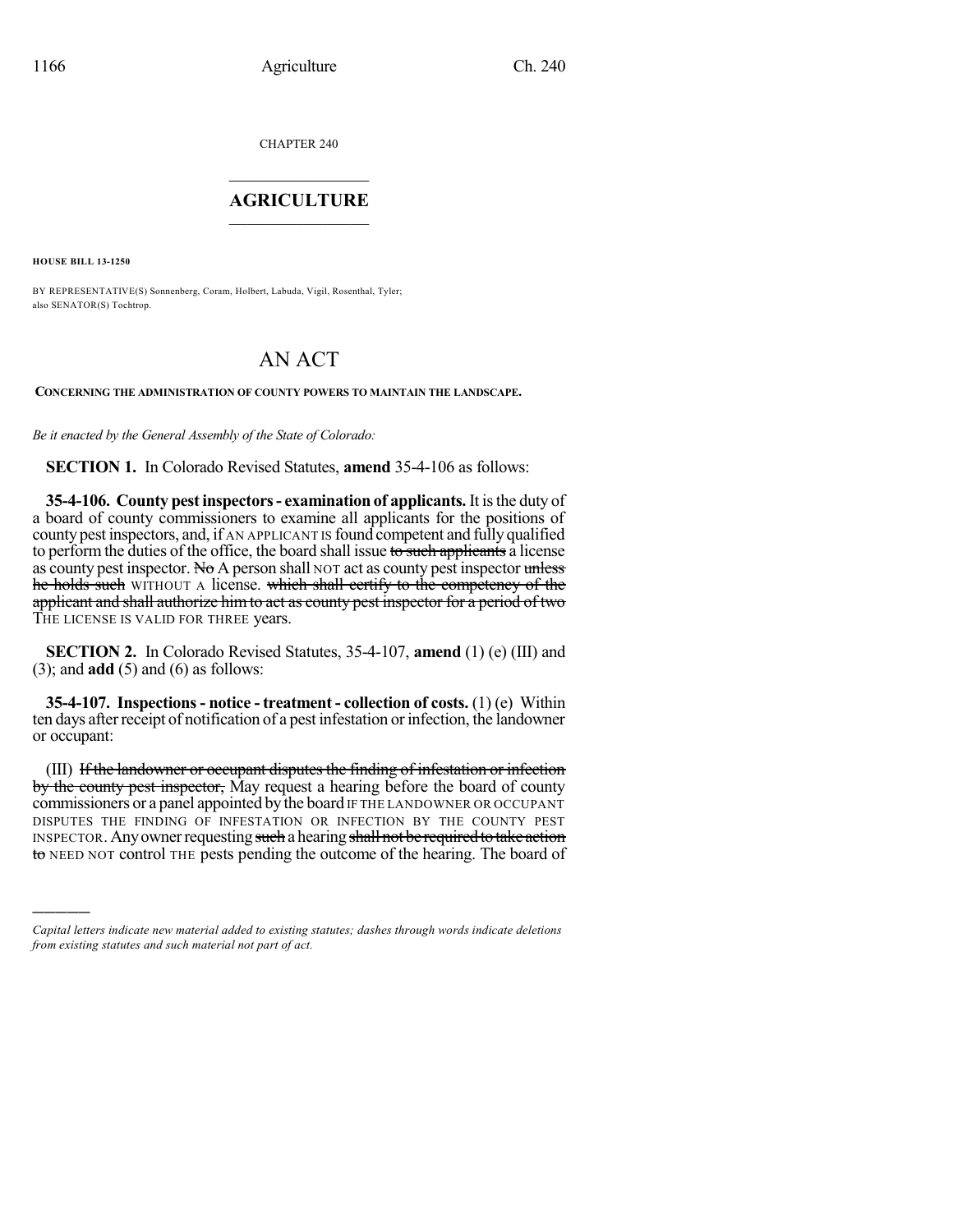CHAPTER 240

# AGRICULTURE

**HOUSE BILL 13-1250**

BY REPRESENTATIVE(S) Sonnenberg, Coram, Holbert, Labuda, Vigil, Rosenthal, Tyler; also SENATOR(S) Tochtrop.

# AN ACT

**CONCERNING THE ADMINISTRATION OF COUNTY POWERS TO MAINTAIN THE LANDSCAPE.**

*Be it enacted by the General Assembly of the State of Colorado:*

**SECTION 1.** In Colorado Revised Statutes, **amend** 35-4-106 as follows:

**35-4-106. County pest inspectors - examination of applicants.** It is the duty of a board of county commissioners to examine all applicants for the positions of county pest inspectors, and, if AN APPLICANT IS found competent and fully qualified to perform the duties of the office, the board shall issue ~~to such applicants~~ a license as county pest inspector. ~~No~~ A person shall NOT act as county pest inspector ~~unless he holds such~~ WITHOUT A license. ~~which shall certify to the competency of the applicant and shall authorize him to act as county pest inspector for a period of two~~ THE LICENSE IS VALID FOR THREE years.

**SECTION 2.** In Colorado Revised Statutes, 35-4-107, **amend** (1) (e) (III) and (3); and **add** (5) and (6) as follows:

**35-4-107. Inspections - notice - treatment - collection of costs.** (1) (e) Within ten days after receipt of notification of a pest infestation or infection, the landowner or occupant:

(III) ~~If the landowner or occupant disputes the finding of infestation or infection by the county pest inspector,~~ May request a hearing before the board of county commissioners or a panel appointed by the board IF THE LANDOWNER OR OCCUPANT DISPUTES THE FINDING OF INFESTATION OR INFECTION BY THE COUNTY PEST INSPECTOR. Any owner requesting ~~such~~ a hearing ~~shall not be required to take action to~~ NEED NOT control THE pests pending the outcome of the hearing. The board of

---

*Capital letters indicate new material added to existing statutes; dashes through words indicate deletions from existing statutes and such material not part of act.*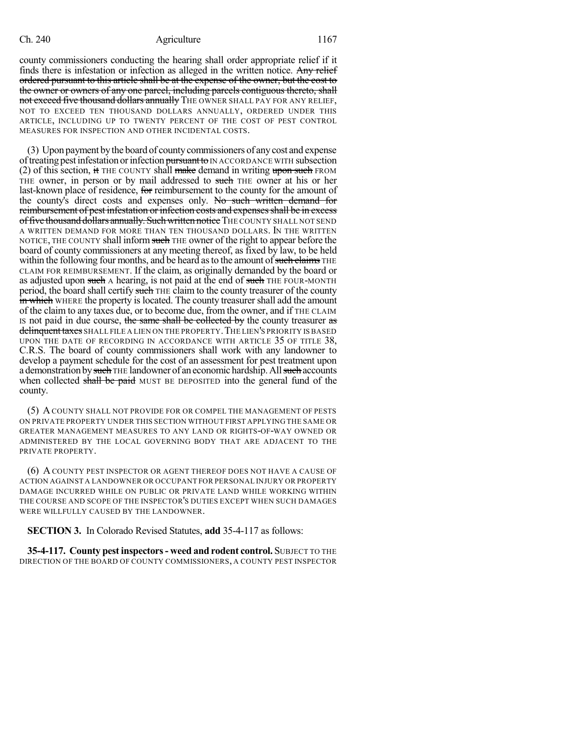county commissioners conducting the hearing shall order appropriate relief if it finds there is infestation or infection as alleged in the written notice. ~~Any relief ordered pursuant to this article shall be at the expense of the owner, but the cost to the owner or owners of any one parcel, including parcels contiguous thereto, shall not exceed five thousand dollars annually~~ THE OWNER SHALL PAY FOR ANY RELIEF, NOT TO EXCEED TEN THOUSAND DOLLARS ANNUALLY, ORDERED UNDER THIS ARTICLE, INCLUDING UP TO TWENTY PERCENT OF THE COST OF PEST CONTROL MEASURES FOR INSPECTION AND OTHER INCIDENTAL COSTS.

(3) Upon payment by the board of county commissioners of any cost and expense of treating pest infestation or infection ~~pursuant to~~ IN ACCORDANCE WITH subsection (2) of this section, ~~it~~ THE COUNTY shall ~~make~~ demand in writing ~~upon such~~ FROM THE owner, in person or by mail addressed to ~~such~~ THE owner at his or her last-known place of residence, ~~for~~ reimbursement to the county for the amount of the county's direct costs and expenses only. ~~No such written demand for reimbursement of pest infestation or infection costs and expenses shall be in excess of five thousand dollars annually. Such written notice~~ THE COUNTY SHALL NOT SEND A WRITTEN DEMAND FOR MORE THAN TEN THOUSAND DOLLARS. IN THE WRITTEN NOTICE, THE COUNTY shall inform ~~such~~ THE owner of the right to appear before the board of county commissioners at any meeting thereof, as fixed by law, to be held within the following four months, and be heard as to the amount of ~~such claims~~ THE CLAIM FOR REIMBURSEMENT. If the claim, as originally demanded by the board or as adjusted upon ~~such~~ A hearing, is not paid at the end of ~~such~~ THE FOUR-MONTH period, the board shall certify ~~such~~ THE claim to the county treasurer of the county ~~in which~~ WHERE the property is located. The county treasurer shall add the amount of the claim to any taxes due, or to become due, from the owner, and if THE CLAIM IS not paid in due course, ~~the same shall be collected by~~ the county treasurer ~~as delinquent taxes~~ SHALL FILE A LIEN ON THE PROPERTY. THE LIEN'S PRIORITY IS BASED UPON THE DATE OF RECORDING IN ACCORDANCE WITH ARTICLE 35 OF TITLE 38, C.R.S. The board of county commissioners shall work with any landowner to develop a payment schedule for the cost of an assessment for pest treatment upon a demonstration by ~~such~~ THE landowner of an economic hardship. All ~~such~~ accounts when collected ~~shall be paid~~ MUST BE DEPOSITED into the general fund of the county.

(5) A COUNTY SHALL NOT PROVIDE FOR OR COMPEL THE MANAGEMENT OF PESTS ON PRIVATE PROPERTY UNDER THIS SECTION WITHOUT FIRST APPLYING THE SAME OR GREATER MANAGEMENT MEASURES TO ANY LAND OR RIGHTS-OF-WAY OWNED OR ADMINISTERED BY THE LOCAL GOVERNING BODY THAT ARE ADJACENT TO THE PRIVATE PROPERTY.

(6) A COUNTY PEST INSPECTOR OR AGENT THEREOF DOES NOT HAVE A CAUSE OF ACTION AGAINST A LANDOWNER OR OCCUPANT FOR PERSONAL INJURY OR PROPERTY DAMAGE INCURRED WHILE ON PUBLIC OR PRIVATE LAND WHILE WORKING WITHIN THE COURSE AND SCOPE OF THE INSPECTOR'S DUTIES EXCEPT WHEN SUCH DAMAGES WERE WILLFULLY CAUSED BY THE LANDOWNER.

**SECTION 3.** In Colorado Revised Statutes, **add** 35-4-117 as follows:

**35-4-117. County pest inspectors - weed and rodent control.** SUBJECT TO THE DIRECTION OF THE BOARD OF COUNTY COMMISSIONERS, A COUNTY PEST INSPECTOR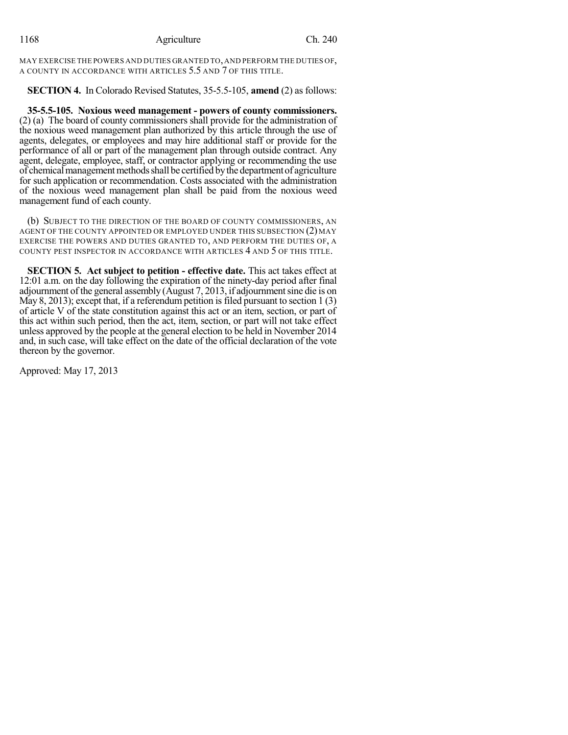MAY EXERCISE THE POWERS AND DUTIES GRANTED TO, AND PERFORM THE DUTIES OF, A COUNTY IN ACCORDANCE WITH ARTICLES 5.5 AND 7 OF THIS TITLE.

**SECTION 4.** In Colorado Revised Statutes, 35-5.5-105, **amend** (2) as follows:

**35-5.5-105. Noxious weed management - powers of county commissioners.** (2) (a) The board of county commissioners shall provide for the administration of the noxious weed management plan authorized by this article through the use of agents, delegates, or employees and may hire additional staff or provide for the performance of all or part of the management plan through outside contract. Any agent, delegate, employee, staff, or contractor applying or recommending the use of chemical management methods shall be certified by the department of agriculture for such application or recommendation. Costs associated with the administration of the noxious weed management plan shall be paid from the noxious weed management fund of each county.

(b) SUBJECT TO THE DIRECTION OF THE BOARD OF COUNTY COMMISSIONERS, AN AGENT OF THE COUNTY APPOINTED OR EMPLOYED UNDER THIS SUBSECTION (2) MAY EXERCISE THE POWERS AND DUTIES GRANTED TO, AND PERFORM THE DUTIES OF, A COUNTY PEST INSPECTOR IN ACCORDANCE WITH ARTICLES 4 AND 5 OF THIS TITLE.

**SECTION 5. Act subject to petition - effective date.** This act takes effect at 12:01 a.m. on the day following the expiration of the ninety-day period after final adjournment of the general assembly (August 7, 2013, if adjournment sine die is on May 8, 2013); except that, if a referendum petition is filed pursuant to section 1 (3) of article V of the state constitution against this act or an item, section, or part of this act within such period, then the act, item, section, or part will not take effect unless approved by the people at the general election to be held in November 2014 and, in such case, will take effect on the date of the official declaration of the vote thereon by the governor.

Approved: May 17, 2013